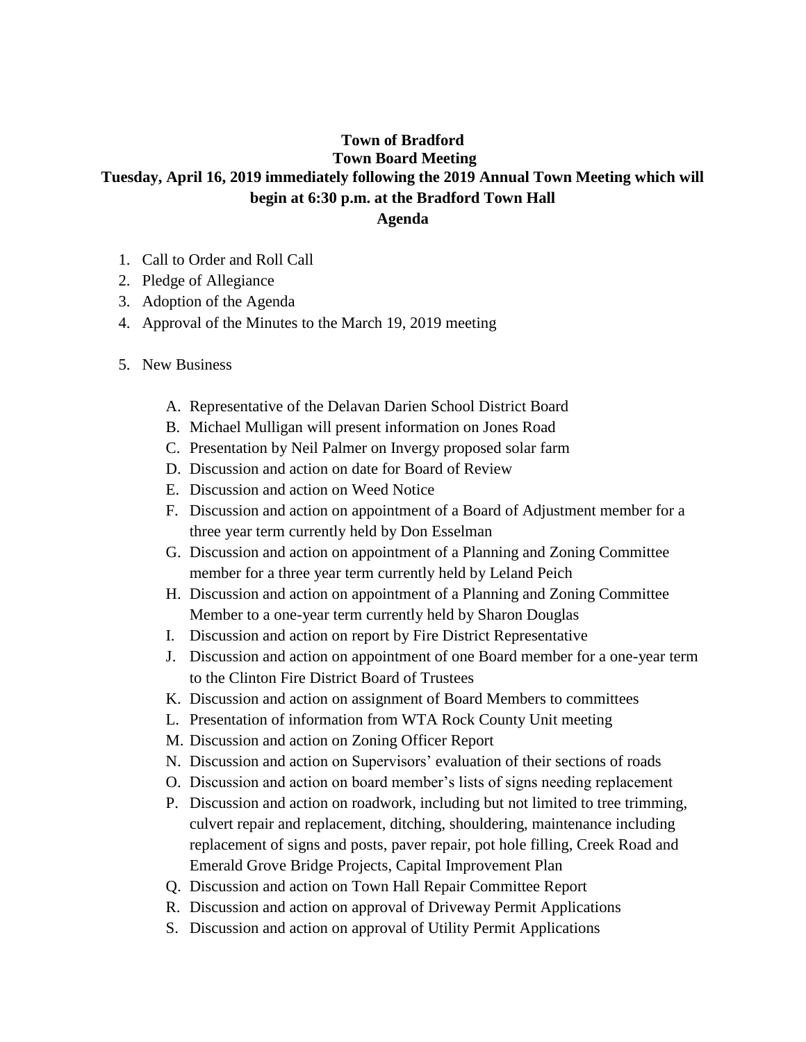**Town of Bradford**
**Town Board Meeting**
**Tuesday, April 16, 2019 immediately following the 2019 Annual Town Meeting which will begin at 6:30 p.m. at the Bradford Town Hall**
**Agenda**

1. Call to Order and Roll Call
2. Pledge of Allegiance
3. Adoption of the Agenda
4. Approval of the Minutes to the March 19, 2019 meeting

5. New Business

   A. Representative of the Delavan Darien School District Board
   B. Michael Mulligan will present information on Jones Road
   C. Presentation by Neil Palmer on Invergy proposed solar farm
   D. Discussion and action on date for Board of Review
   E. Discussion and action on Weed Notice
   F. Discussion and action on appointment of a Board of Adjustment member for a three year term currently held by Don Esselman
   G. Discussion and action on appointment of a Planning and Zoning Committee member for a three year term currently held by Leland Peich
   H. Discussion and action on appointment of a Planning and Zoning Committee Member to a one-year term currently held by Sharon Douglas
   I. Discussion and action on report by Fire District Representative
   J. Discussion and action on appointment of one Board member for a one-year term to the Clinton Fire District Board of Trustees
   K. Discussion and action on assignment of Board Members to committees
   L. Presentation of information from WTA Rock County Unit meeting
   M. Discussion and action on Zoning Officer Report
   N. Discussion and action on Supervisors' evaluation of their sections of roads
   O. Discussion and action on board member's lists of signs needing replacement
   P. Discussion and action on roadwork, including but not limited to tree trimming, culvert repair and replacement, ditching, shouldering, maintenance including replacement of signs and posts, paver repair, pot hole filling, Creek Road and Emerald Grove Bridge Projects, Capital Improvement Plan
   Q. Discussion and action on Town Hall Repair Committee Report
   R. Discussion and action on approval of Driveway Permit Applications
   S. Discussion and action on approval of Utility Permit Applications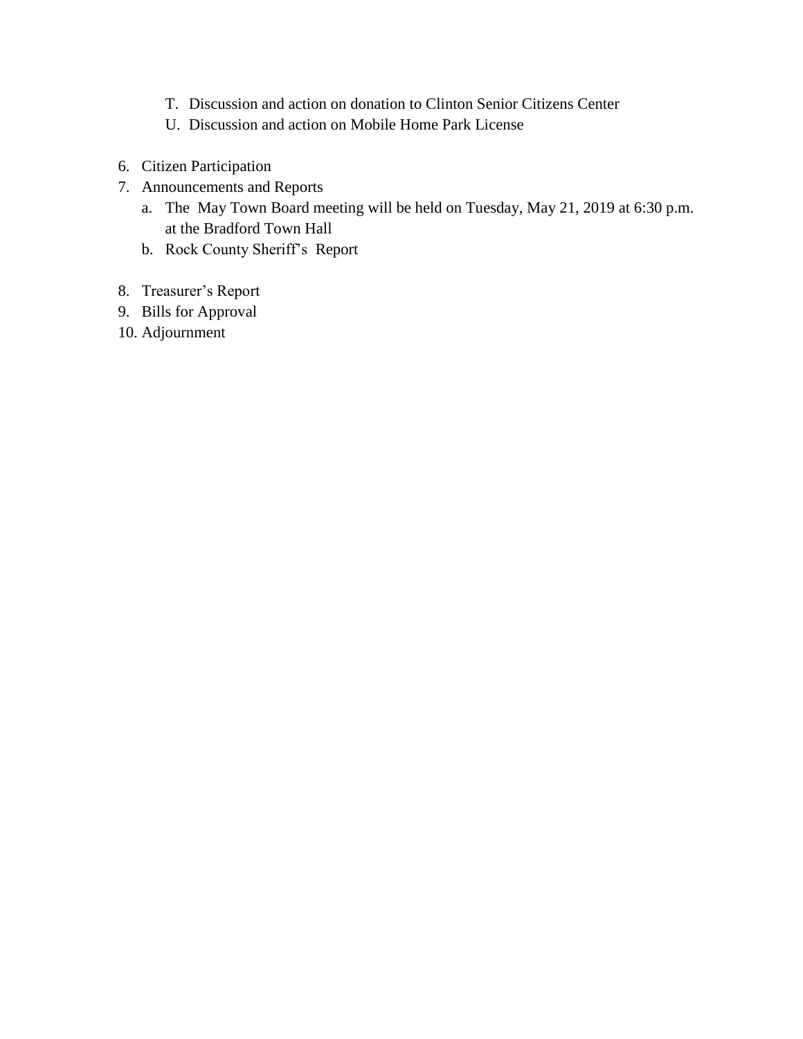T. Discussion and action on donation to Clinton Senior Citizens Center
    U. Discussion and action on Mobile Home Park License

6. Citizen Participation
7. Announcements and Reports
    a. The May Town Board meeting will be held on Tuesday, May 21, 2019 at 6:30 p.m. at the Bradford Town Hall
    b. Rock County Sheriff's Report

8. Treasurer's Report
9. Bills for Approval
10. Adjournment